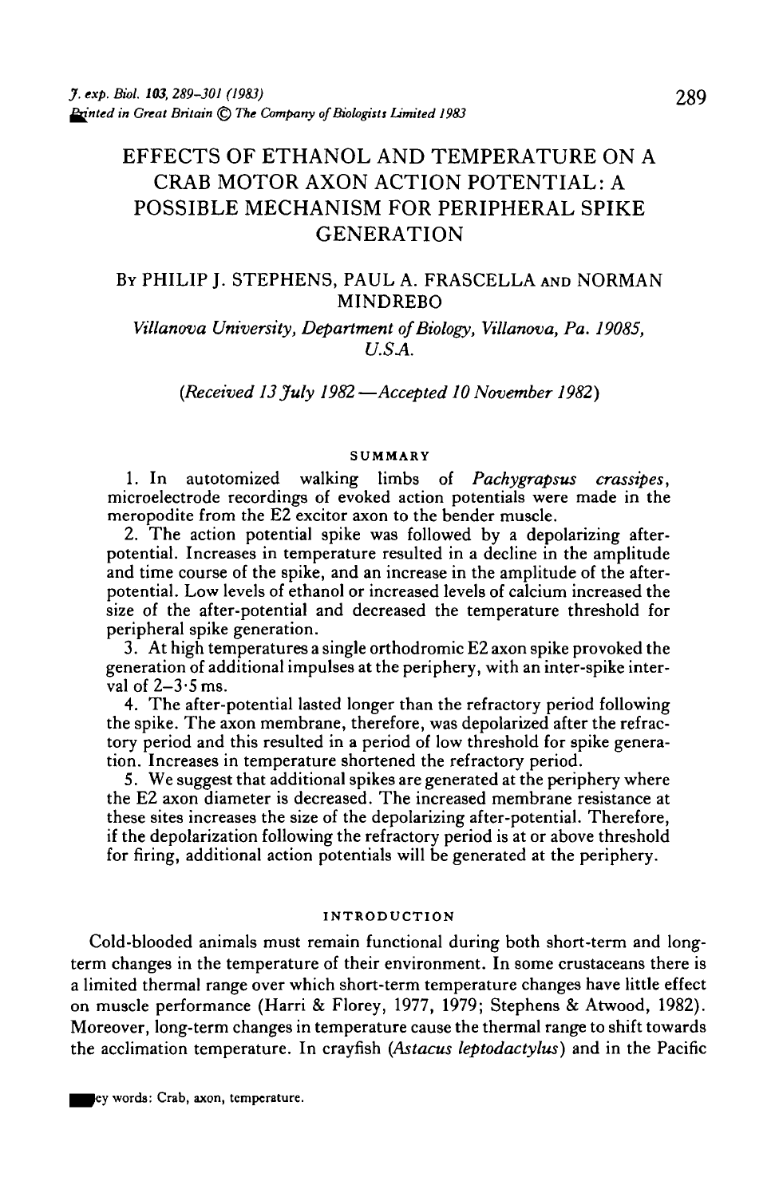# EFFECTS OF ETHANOL AND TEMPERATURE ON A CRAB MOTOR AXON ACTION POTENTIAL: A POSSIBLE MECHANISM FOR PERIPHERAL SPIKE GENERATION

BY PHILIP J. STEPHENS, PAUL A. FRASCELLA AND NORMAN MINDREBO

*Villanova University, Department of Biology, Villanova, Pa. 19085, U.S.A.*

*(Received 13 July 1982 —Accepted 10 November 1982)*

## SUMMARY

1. In autotomized walking limbs of *Pachygrapsus crassipes*, microelectrode recordings of evoked action potentials were made in the meropodite from the E2 excitor axon to the bender muscle.

2. The action potential spike was followed by a depolarizing after-potential. Increases in temperature resulted in a decline in the amplitude and time course of the spike, and an increase in the amplitude of the after-potential. Low levels of ethanol or increased levels of calcium increased the size of the after-potential and decreased the temperature threshold for peripheral spike generation.

3. At high temperatures a single orthodromic E2 axon spike provoked the generation of additional impulses at the periphery, with an inter-spike interval of 2–3·5 ms.

4. The after-potential lasted longer than the refractory period following the spike. The axon membrane, therefore, was depolarized after the refractory period and this resulted in a period of low threshold for spike generation. Increases in temperature shortened the refractory period.

5. We suggest that additional spikes are generated at the periphery where the E2 axon diameter is decreased. The increased membrane resistance at these sites increases the size of the depolarizing after-potential. Therefore, if the depolarization following the refractory period is at or above threshold for firing, additional action potentials will be generated at the periphery.

## INTRODUCTION

Cold-blooded animals must remain functional during both short-term and long-term changes in the temperature of their environment. In some crustaceans there is a limited thermal range over which short-term temperature changes have little effect on muscle performance (Harri & Florey, 1977, 1979; Stephens & Atwood, 1982). Moreover, long-term changes in temperature cause the thermal range to shift towards the acclimation temperature. In crayfish (*Astacus leptodactylus*) and in the Pacific

Key words: Crab, axon, temperature.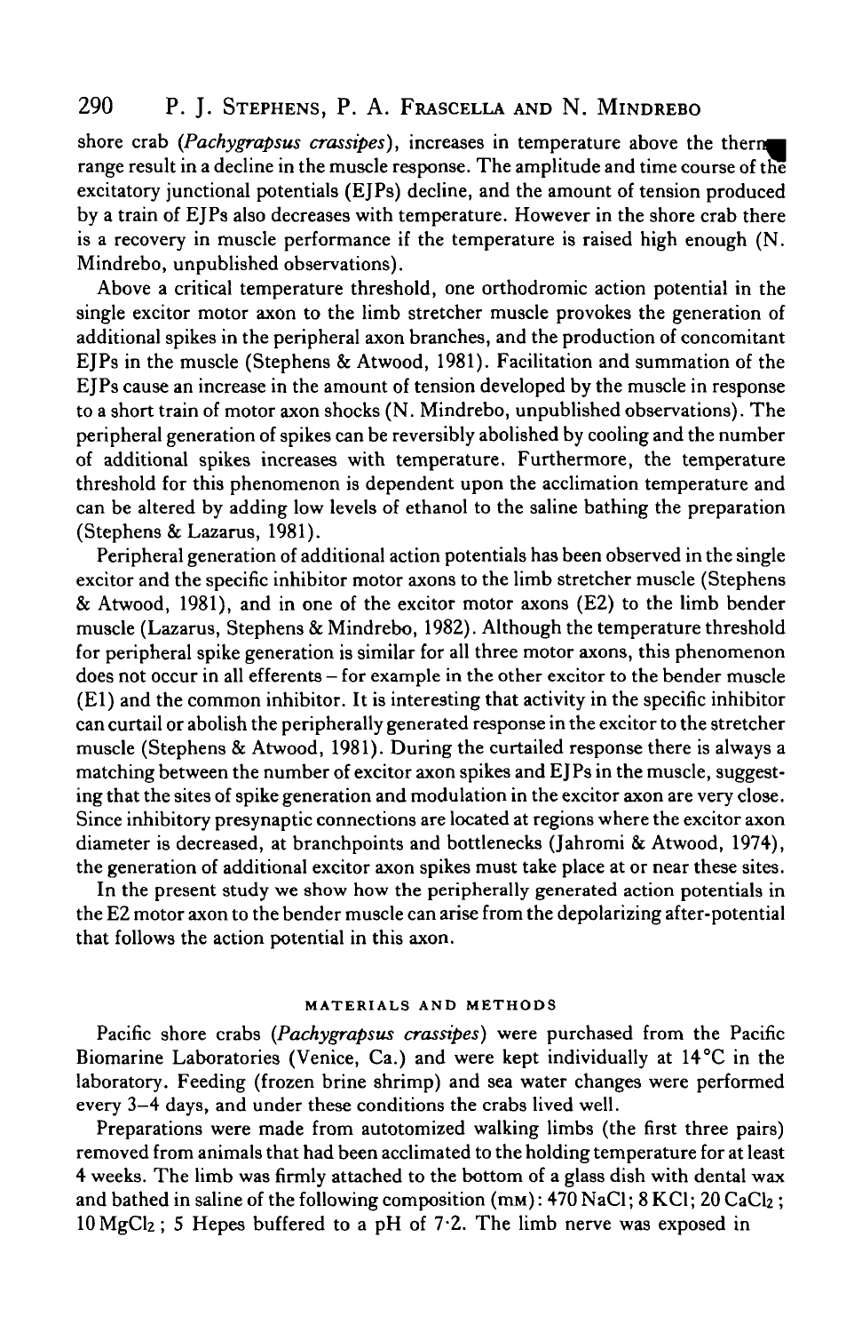shore crab (*Pachygrapsus crassipes*), increases in temperature above the thermal range result in a decline in the muscle response. The amplitude and time course of the excitatory junctional potentials (EJPs) decline, and the amount of tension produced by a train of EJPs also decreases with temperature. However in the shore crab there is a recovery in muscle performance if the temperature is raised high enough (N. Mindrebo, unpublished observations).

Above a critical temperature threshold, one orthodromic action potential in the single excitor motor axon to the limb stretcher muscle provokes the generation of additional spikes in the peripheral axon branches, and the production of concomitant EJPs in the muscle (Stephens & Atwood, 1981). Facilitation and summation of the EJPs cause an increase in the amount of tension developed by the muscle in response to a short train of motor axon shocks (N. Mindrebo, unpublished observations). The peripheral generation of spikes can be reversibly abolished by cooling and the number of additional spikes increases with temperature. Furthermore, the temperature threshold for this phenomenon is dependent upon the acclimation temperature and can be altered by adding low levels of ethanol to the saline bathing the preparation (Stephens & Lazarus, 1981).

Peripheral generation of additional action potentials has been observed in the single excitor and the specific inhibitor motor axons to the limb stretcher muscle (Stephens & Atwood, 1981), and in one of the excitor motor axons (E2) to the limb bender muscle (Lazarus, Stephens & Mindrebo, 1982). Although the temperature threshold for peripheral spike generation is similar for all three motor axons, this phenomenon does not occur in all efferents – for example in the other excitor to the bender muscle (E1) and the common inhibitor. It is interesting that activity in the specific inhibitor can curtail or abolish the peripherally generated response in the excitor to the stretcher muscle (Stephens & Atwood, 1981). During the curtailed response there is always a matching between the number of excitor axon spikes and EJPs in the muscle, suggesting that the sites of spike generation and modulation in the excitor axon are very close. Since inhibitory presynaptic connections are located at regions where the excitor axon diameter is decreased, at branchpoints and bottlenecks (Jahromi & Atwood, 1974), the generation of additional excitor axon spikes must take place at or near these sites.

In the present study we show how the peripherally generated action potentials in the E2 motor axon to the bender muscle can arise from the depolarizing after-potential that follows the action potential in this axon.

## MATERIALS AND METHODS

Pacific shore crabs (*Pachygrapsus crassipes*) were purchased from the Pacific Biomarine Laboratories (Venice, Ca.) and were kept individually at 14 °C in the laboratory. Feeding (frozen brine shrimp) and sea water changes were performed every 3–4 days, and under these conditions the crabs lived well.

Preparations were made from autotomized walking limbs (the first three pairs) removed from animals that had been acclimated to the holding temperature for at least 4 weeks. The limb was firmly attached to the bottom of a glass dish with dental wax and bathed in saline of the following composition (mM): 470 NaCl; 8 KCl; 20 $CaCl_2$; 10 $MgCl_2$; 5 Hepes buffered to a pH of 7·2. The limb nerve was exposed in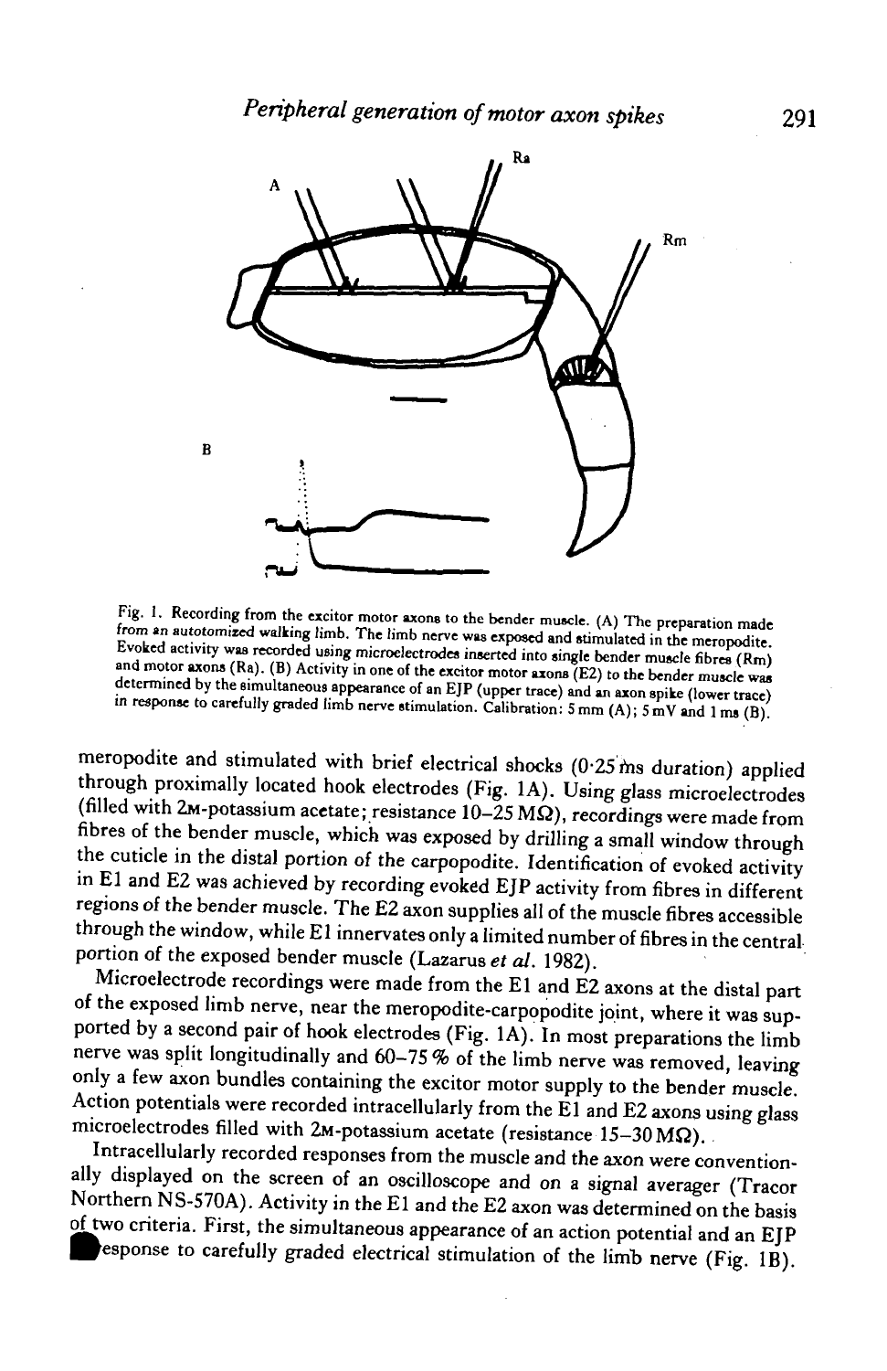Fig. 1. Recording from the excitor motor axons to the bender muscle. (A) The preparation made from an autotomized walking limb. The limb nerve was exposed and stimulated in the meropodite. Evoked activity was recorded using microelectrodes inserted into single bender muscle fibres (Rm) and motor axons (Ra). (B) Activity in one of the excitor motor axons (E2) to the bender muscle was determined by the simultaneous appearance of an EJP (upper trace) and an axon spike (lower trace) in response to carefully graded limb nerve stimulation. Calibration: 5 mm (A); 5 mV and 1 ms (B).

meropodite and stimulated with brief electrical shocks (0·25 ms duration) applied through proximally located hook electrodes (Fig. 1A). Using glass microelectrodes (filled with 2M-potassium acetate; resistance 10–25 MΩ), recordings were made from fibres of the bender muscle, which was exposed by drilling a small window through the cuticle in the distal portion of the carpopodite. Identification of evoked activity in E1 and E2 was achieved by recording evoked EJP activity from fibres in different regions of the bender muscle. The E2 axon supplies all of the muscle fibres accessible through the window, while E1 innervates only a limited number of fibres in the central portion of the exposed bender muscle (Lazarus *et al.* 1982).

Microelectrode recordings were made from the E1 and E2 axons at the distal part of the exposed limb nerve, near the meropodite-carpopodite joint, where it was supported by a second pair of hook electrodes (Fig. 1A). In most preparations the limb nerve was split longitudinally and 60–75 % of the limb nerve was removed, leaving only a few axon bundles containing the excitor motor supply to the bender muscle. Action potentials were recorded intracellularly from the E1 and E2 axons using glass microelectrodes filled with 2M-potassium acetate (resistance 15–30 MΩ).

Intracellularly recorded responses from the muscle and the axon were conventionally displayed on the screen of an oscilloscope and on a signal averager (Tracor Northern NS-570A). Activity in the E1 and the E2 axon was determined on the basis of two criteria. First, the simultaneous appearance of an action potential and an EJP response to carefully graded electrical stimulation of the limb nerve (Fig. 1B).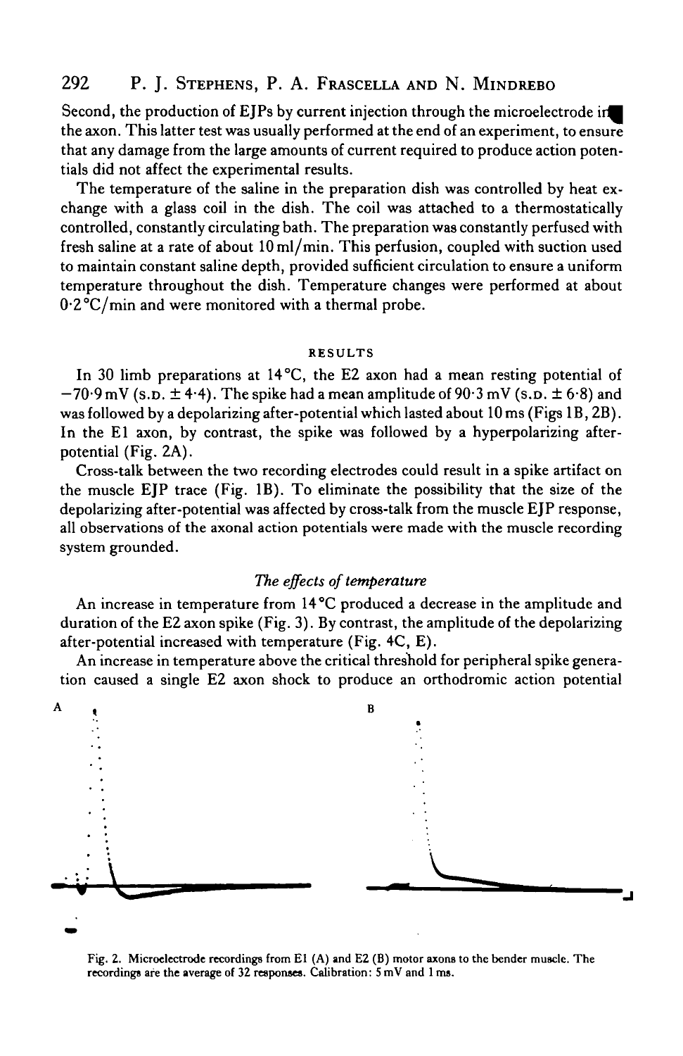Second, the production of EJPs by current injection through the microelectrode in the axon. This latter test was usually performed at the end of an experiment, to ensure that any damage from the large amounts of current required to produce action potentials did not affect the experimental results.

The temperature of the saline in the preparation dish was controlled by heat exchange with a glass coil in the dish. The coil was attached to a thermostatically controlled, constantly circulating bath. The preparation was constantly perfused with fresh saline at a rate of about 10 ml/min. This perfusion, coupled with suction used to maintain constant saline depth, provided sufficient circulation to ensure a uniform temperature throughout the dish. Temperature changes were performed at about 0·2 °C/min and were monitored with a thermal probe.

## RESULTS

In 30 limb preparations at 14 °C, the E2 axon had a mean resting potential of −70·9 mV (S.D. ± 4·4). The spike had a mean amplitude of 90·3 mV (S.D. ± 6·8) and was followed by a depolarizing after-potential which lasted about 10 ms (Figs 1B, 2B). In the E1 axon, by contrast, the spike was followed by a hyperpolarizing after-potential (Fig. 2A).

Cross-talk between the two recording electrodes could result in a spike artifact on the muscle EJP trace (Fig. 1B). To eliminate the possibility that the size of the depolarizing after-potential was affected by cross-talk from the muscle EJP response, all observations of the axonal action potentials were made with the muscle recording system grounded.

### *The effects of temperature*

An increase in temperature from 14 °C produced a decrease in the amplitude and duration of the E2 axon spike (Fig. 3). By contrast, the amplitude of the depolarizing after-potential increased with temperature (Fig. 4C, E).

An increase in temperature above the critical threshold for peripheral spike generation caused a single E2 axon shock to produce an orthodromic action potential

Fig. 2. Microelectrode recordings from E1 (A) and E2 (B) motor axons to the bender muscle. The recordings are the average of 32 responses. Calibration: 5 mV and 1 ms.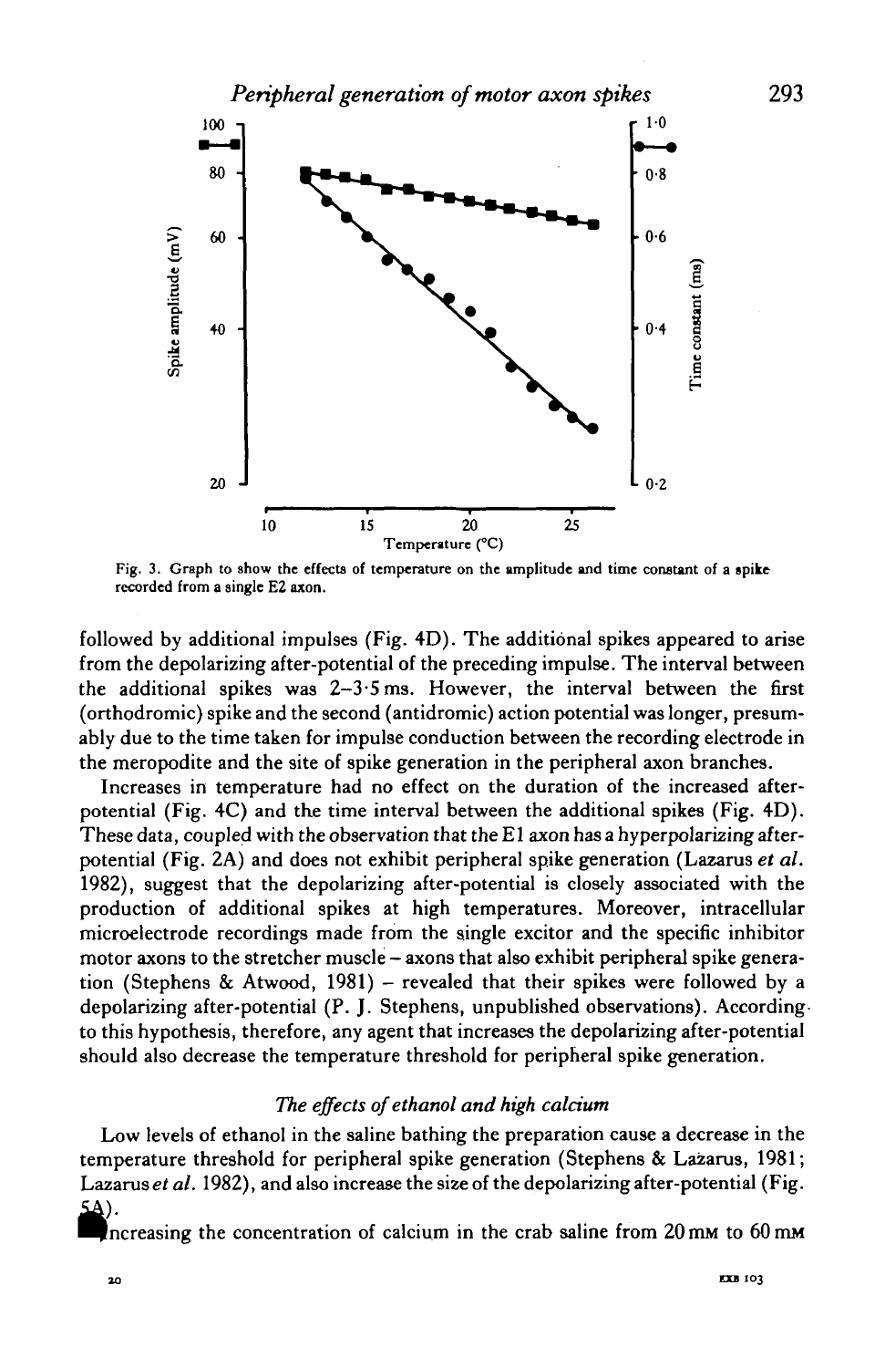Fig. 3. Graph to show the effects of temperature on the amplitude and time constant of a spike recorded from a single E2 axon.

followed by additional impulses (Fig. 4D). The additional spikes appeared to arise from the depolarizing after-potential of the preceding impulse. The interval between the additional spikes was 2–3·5 ms. However, the interval between the first (orthodromic) spike and the second (antidromic) action potential was longer, presumably due to the time taken for impulse conduction between the recording electrode in the meropodite and the site of spike generation in the peripheral axon branches.

Increases in temperature had no effect on the duration of the increased after-potential (Fig. 4C) and the time interval between the additional spikes (Fig. 4D). These data, coupled with the observation that the E1 axon has a hyperpolarizing after-potential (Fig. 2A) and does not exhibit peripheral spike generation (Lazarus *et al.* 1982), suggest that the depolarizing after-potential is closely associated with the production of additional spikes at high temperatures. Moreover, intracellular microelectrode recordings made from the single excitor and the specific inhibitor motor axons to the stretcher muscle – axons that also exhibit peripheral spike generation (Stephens & Atwood, 1981) – revealed that their spikes were followed by a depolarizing after-potential (P. J. Stephens, unpublished observations). According to this hypothesis, therefore, any agent that increases the depolarizing after-potential should also decrease the temperature threshold for peripheral spike generation.

### *The effects of ethanol and high calcium*

Low levels of ethanol in the saline bathing the preparation cause a decrease in the temperature threshold for peripheral spike generation (Stephens & Lazarus, 1981; Lazarus *et al.* 1982), and also increase the size of the depolarizing after-potential (Fig. 5A).

Increasing the concentration of calcium in the crab saline from 20 mM to 60 mM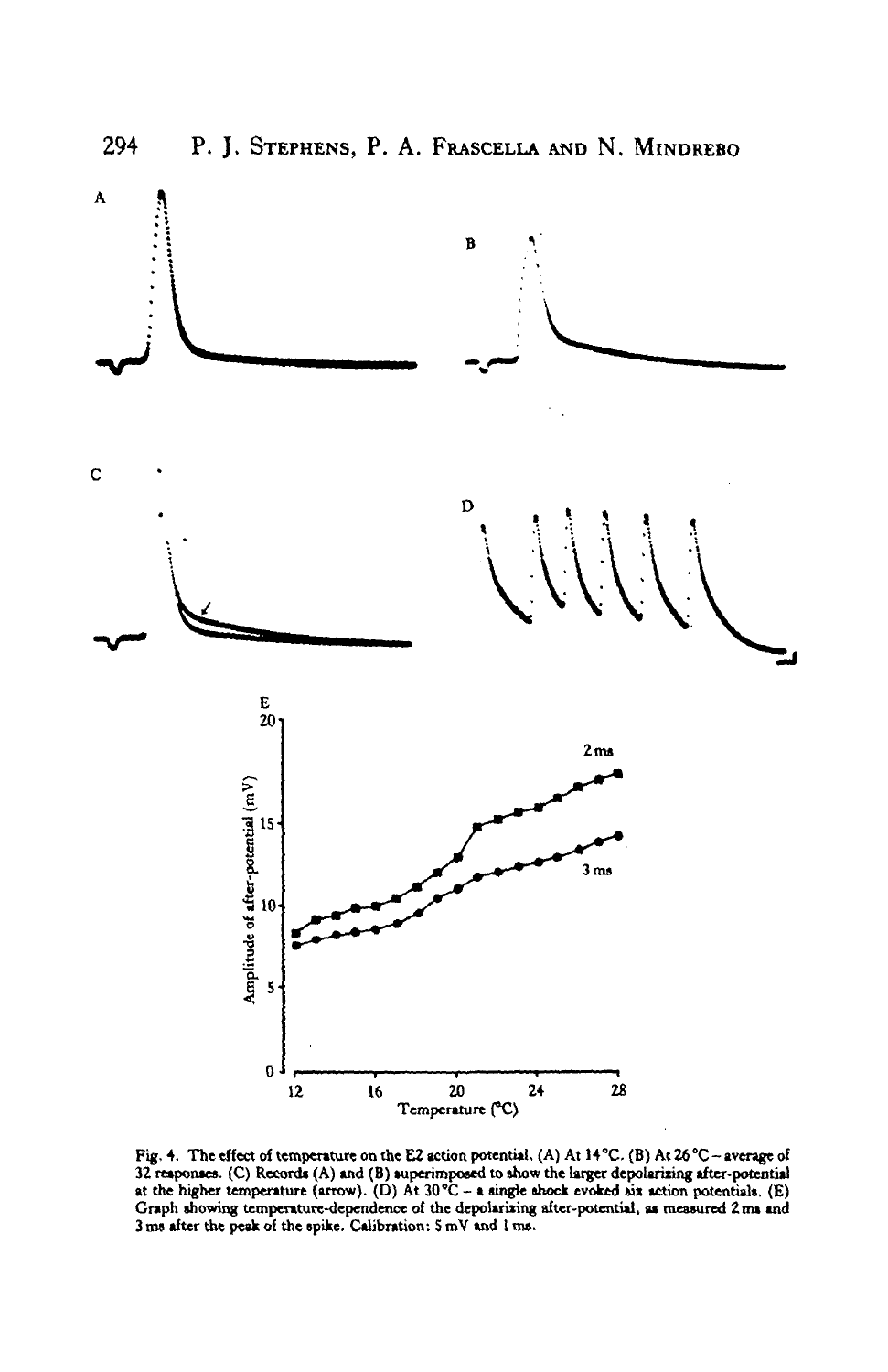Fig. 4. The effect of temperature on the E2 action potential. (A) At 14 °C. (B) At 26 °C – average of 32 responses. (C) Records (A) and (B) superimposed to show the larger depolarizing after-potential at the higher temperature (arrow). (D) At 30 °C – a single shock evoked six action potentials. (E) Graph showing temperature-dependence of the depolarizing after-potential, as measured 2 ms and 3 ms after the peak of the spike. Calibration: 5 mV and 1 ms.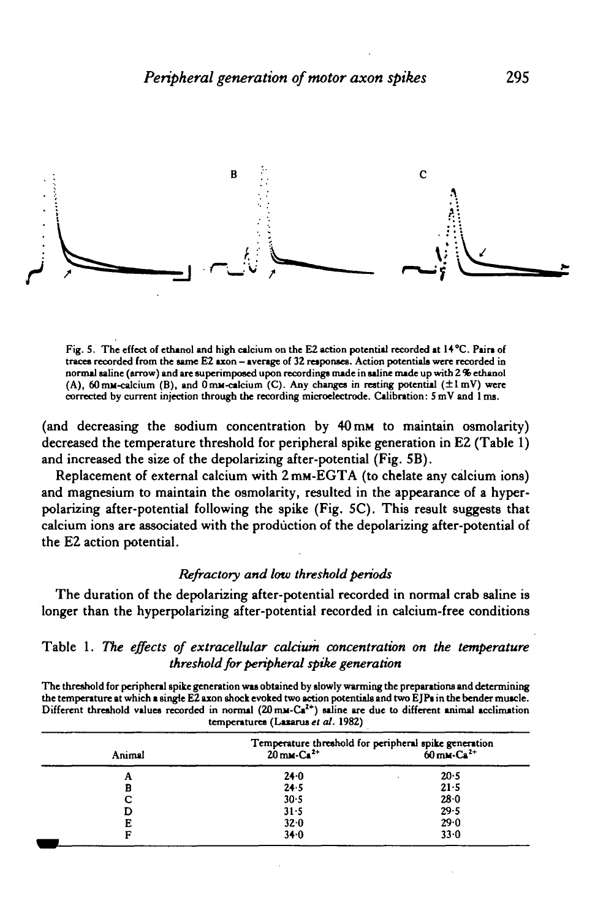Fig. 5. The effect of ethanol and high calcium on the E2 action potential recorded at 14 °C. Pairs of traces recorded from the same E2 axon – average of 32 responses. Action potentials were recorded in normal saline (arrow) and are superimposed upon recordings made in saline made up with 2 % ethanol (A), 60 mM-calcium (B), and 0 mM-calcium (C). Any changes in resting potential (±1 mV) were corrected by current injection through the recording microelectrode. Calibration: 5 mV and 1 ms.

(and decreasing the sodium concentration by 40 mM to maintain osmolarity) decreased the temperature threshold for peripheral spike generation in E2 (Table 1) and increased the size of the depolarizing after-potential (Fig. 5B).

Replacement of external calcium with 2 mM-EGTA (to chelate any calcium ions) and magnesium to maintain the osmolarity, resulted in the appearance of a hyperpolarizing after-potential following the spike (Fig. 5C). This result suggests that calcium ions are associated with the production of the depolarizing after-potential of the E2 action potential.

### *Refractory and low threshold periods*

The duration of the depolarizing after-potential recorded in normal crab saline is longer than the hyperpolarizing after-potential recorded in calcium-free conditions

Table 1. *The effects of extracellular calcium concentration on the temperature threshold for peripheral spike generation*

The threshold for peripheral spike generation was obtained by slowly warming the preparations and determining the temperature at which a single E2 axon shock evoked two action potentials and two EJPs in the bender muscle. Different threshold values recorded in normal (20 mM-$Ca^{2+}$) saline are due to different animal acclimation temperatures (Lazarus *et al.* 1982)

| Animal | Temperature threshold for peripheral spike generation 20 mM-$Ca^{2+}$ | 60 mM-$Ca^{2+}$ |
|---|---|---|
| A | 24·0 | 20·5 |
| B | 24·5 | 21·5 |
| C | 30·5 | 28·0 |
| D | 31·5 | 29·5 |
| E | 32·0 | 29·0 |
| F | 34·0 | 33·0 |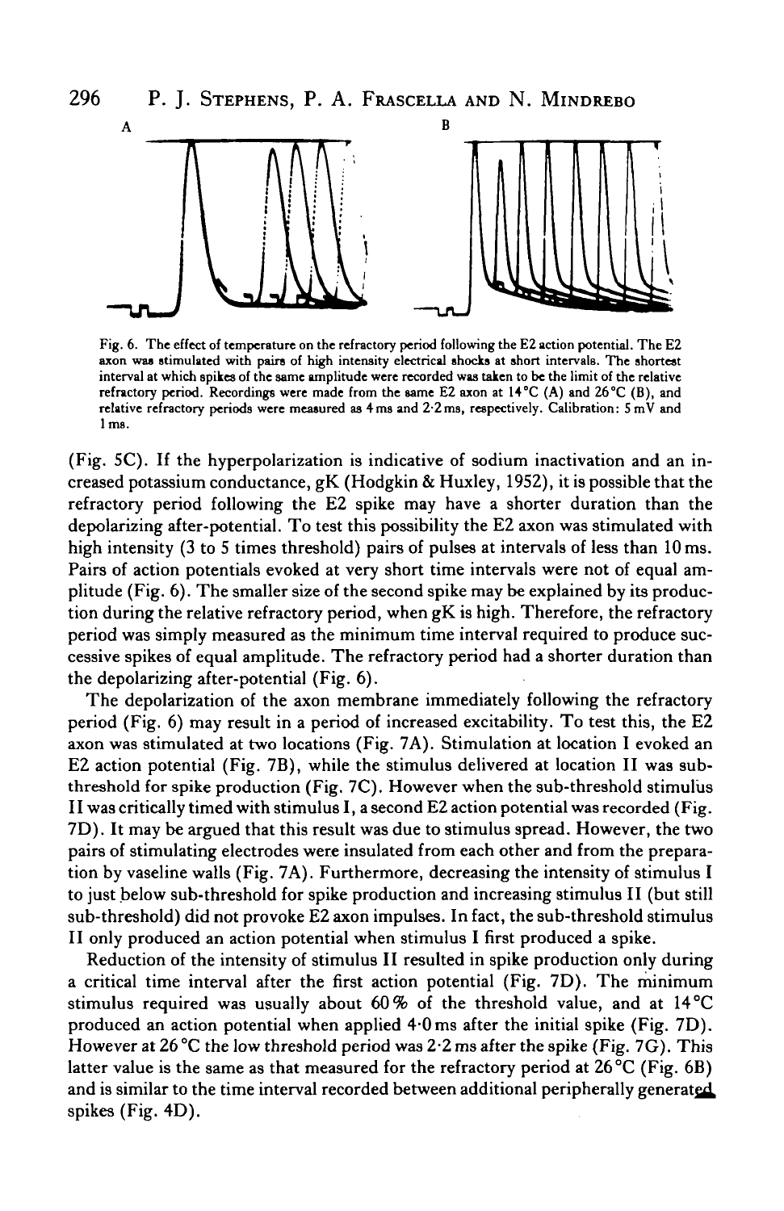Fig. 6. The effect of temperature on the refractory period following the E2 action potential. The E2 axon was stimulated with pairs of high intensity electrical shocks at short intervals. The shortest interval at which spikes of the same amplitude were recorded was taken to be the limit of the relative refractory period. Recordings were made from the same E2 axon at 14 °C (A) and 26 °C (B), and relative refractory periods were measured as 4 ms and 2·2 ms, respectively. Calibration: 5 mV and 1 ms.

(Fig. 5C). If the hyperpolarization is indicative of sodium inactivation and an increased potassium conductance, gK (Hodgkin & Huxley, 1952), it is possible that the refractory period following the E2 spike may have a shorter duration than the depolarizing after-potential. To test this possibility the E2 axon was stimulated with high intensity (3 to 5 times threshold) pairs of pulses at intervals of less than 10 ms. Pairs of action potentials evoked at very short time intervals were not of equal amplitude (Fig. 6). The smaller size of the second spike may be explained by its production during the relative refractory period, when gK is high. Therefore, the refractory period was simply measured as the minimum time interval required to produce successive spikes of equal amplitude. The refractory period had a shorter duration than the depolarizing after-potential (Fig. 6).

The depolarization of the axon membrane immediately following the refractory period (Fig. 6) may result in a period of increased excitability. To test this, the E2 axon was stimulated at two locations (Fig. 7A). Stimulation at location I evoked an E2 action potential (Fig. 7B), while the stimulus delivered at location II was sub-threshold for spike production (Fig. 7C). However when the sub-threshold stimulus II was critically timed with stimulus I, a second E2 action potential was recorded (Fig. 7D). It may be argued that this result was due to stimulus spread. However, the two pairs of stimulating electrodes were insulated from each other and from the preparation by vaseline walls (Fig. 7A). Furthermore, decreasing the intensity of stimulus I to just below sub-threshold for spike production and increasing stimulus II (but still sub-threshold) did not provoke E2 axon impulses. In fact, the sub-threshold stimulus II only produced an action potential when stimulus I first produced a spike.

Reduction of the intensity of stimulus II resulted in spike production only during a critical time interval after the first action potential (Fig. 7D). The minimum stimulus required was usually about 60 % of the threshold value, and at 14 °C produced an action potential when applied 4·0 ms after the initial spike (Fig. 7D). However at 26 °C the low threshold period was 2·2 ms after the spike (Fig. 7G). This latter value is the same as that measured for the refractory period at 26 °C (Fig. 6B) and is similar to the time interval recorded between additional peripherally generated spikes (Fig. 4D).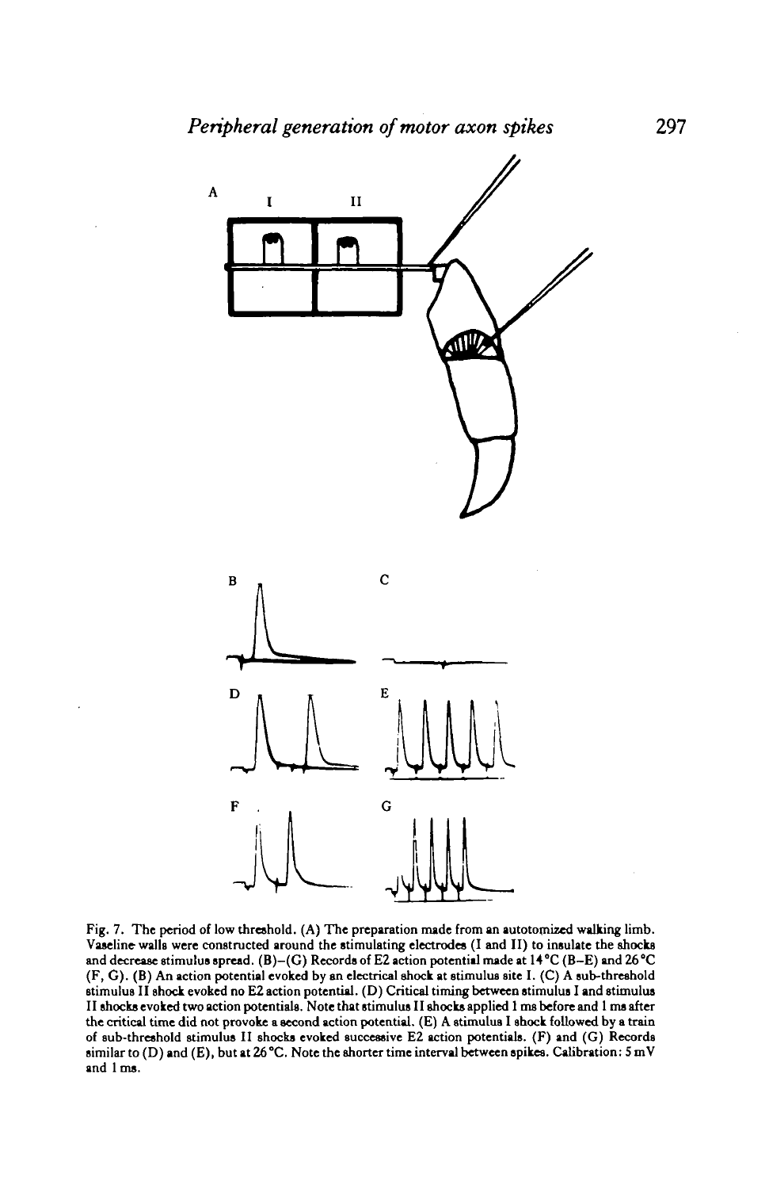Fig. 7. The period of low threshold. (A) The preparation made from an autotomized walking limb. Vaseline walls were constructed around the stimulating electrodes (I and II) to insulate the shocks and decrease stimulus spread. (B)–(G) Records of E2 action potential made at 14 °C (B–E) and 26 °C (F, G). (B) An action potential evoked by an electrical shock at stimulus site I. (C) A sub-threshold stimulus II shock evoked no E2 action potential. (D) Critical timing between stimulus I and stimulus II shocks evoked two action potentials. Note that stimulus II shocks applied 1 ms before and 1 ms after the critical time did not provoke a second action potential. (E) A stimulus I shock followed by a train of sub-threshold stimulus II shocks evoked successive E2 action potentials. (F) and (G) Records similar to (D) and (E), but at 26 °C. Note the shorter time interval between spikes. Calibration: 5 mV and 1 ms.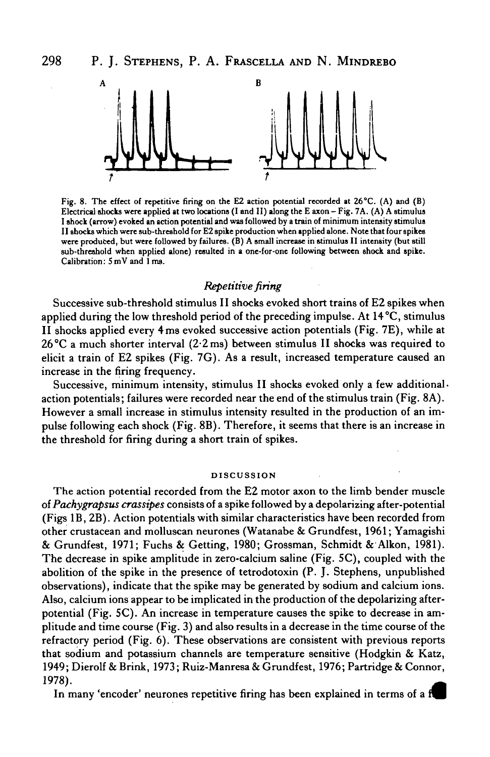Fig. 8. The effect of repetitive firing on the E2 action potential recorded at 26 °C. (A) and (B) Electrical shocks were applied at two locations (I and II) along the E axon – Fig. 7A. (A) A stimulus I shock (arrow) evoked an action potential and was followed by a train of minimum intensity stimulus II shocks which were sub-threshold for E2 spike production when applied alone. Note that four spikes were produced, but were followed by failures. (B) A small increase in stimulus II intensity (but still sub-threshold when applied alone) resulted in a one-for-one following between shock and spike. Calibration: 5 mV and 1 ms.

### *Repetitive firing*

Successive sub-threshold stimulus II shocks evoked short trains of E2 spikes when applied during the low threshold period of the preceding impulse. At 14 °C, stimulus II shocks applied every 4 ms evoked successive action potentials (Fig. 7E), while at 26 °C a much shorter interval (2·2 ms) between stimulus II shocks was required to elicit a train of E2 spikes (Fig. 7G). As a result, increased temperature caused an increase in the firing frequency.

Successive, minimum intensity, stimulus II shocks evoked only a few additional action potentials; failures were recorded near the end of the stimulus train (Fig. 8A). However a small increase in stimulus intensity resulted in the production of an impulse following each shock (Fig. 8B). Therefore, it seems that there is an increase in the threshold for firing during a short train of spikes.

## DISCUSSION

The action potential recorded from the E2 motor axon to the limb bender muscle of *Pachygrapsus crassipes* consists of a spike followed by a depolarizing after-potential (Figs 1B, 2B). Action potentials with similar characteristics have been recorded from other crustacean and molluscan neurones (Watanabe & Grundfest, 1961; Yamagishi & Grundfest, 1971; Fuchs & Getting, 1980; Grossman, Schmidt & Alkon, 1981). The decrease in spike amplitude in zero-calcium saline (Fig. 5C), coupled with the abolition of the spike in the presence of tetrodotoxin (P. J. Stephens, unpublished observations), indicate that the spike may be generated by sodium and calcium ions. Also, calcium ions appear to be implicated in the production of the depolarizing after-potential (Fig. 5C). An increase in temperature causes the spike to decrease in amplitude and time course (Fig. 3) and also results in a decrease in the time course of the refractory period (Fig. 6). These observations are consistent with previous reports that sodium and potassium channels are temperature sensitive (Hodgkin & Katz, 1949; Dierolf & Brink, 1973; Ruiz-Manresa & Grundfest, 1976; Partridge & Connor, 1978).

In many 'encoder' neurones repetitive firing has been explained in terms of a f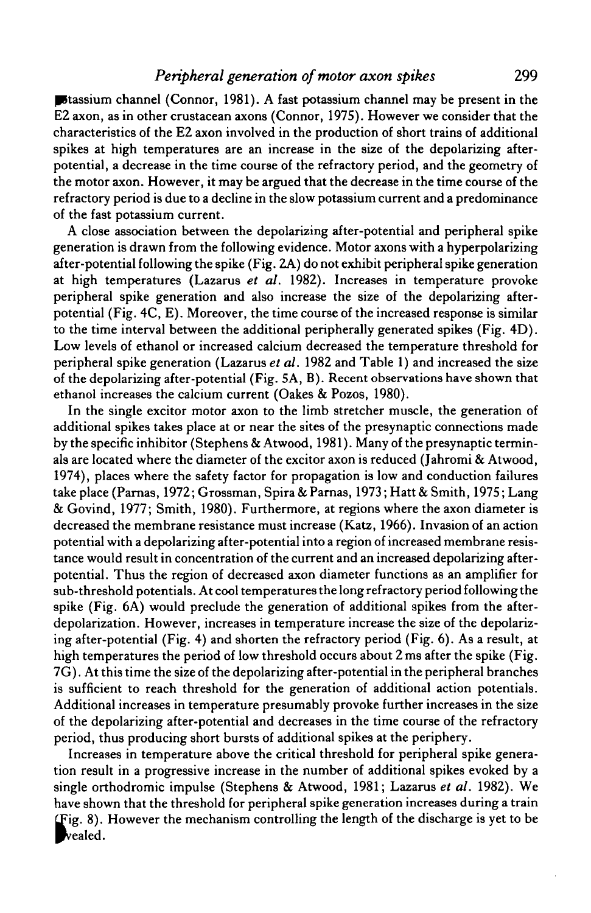potassium channel (Connor, 1981). A fast potassium channel may be present in the E2 axon, as in other crustacean axons (Connor, 1975). However we consider that the characteristics of the E2 axon involved in the production of short trains of additional spikes at high temperatures are an increase in the size of the depolarizing after-potential, a decrease in the time course of the refractory period, and the geometry of the motor axon. However, it may be argued that the decrease in the time course of the refractory period is due to a decline in the slow potassium current and a predominance of the fast potassium current.

A close association between the depolarizing after-potential and peripheral spike generation is drawn from the following evidence. Motor axons with a hyperpolarizing after-potential following the spike (Fig. 2A) do not exhibit peripheral spike generation at high temperatures (Lazarus *et al.* 1982). Increases in temperature provoke peripheral spike generation and also increase the size of the depolarizing after-potential (Fig. 4C, E). Moreover, the time course of the increased response is similar to the time interval between the additional peripherally generated spikes (Fig. 4D). Low levels of ethanol or increased calcium decreased the temperature threshold for peripheral spike generation (Lazarus *et al.* 1982 and Table 1) and increased the size of the depolarizing after-potential (Fig. 5A, B). Recent observations have shown that ethanol increases the calcium current (Oakes & Pozos, 1980).

In the single excitor motor axon to the limb stretcher muscle, the generation of additional spikes takes place at or near the sites of the presynaptic connections made by the specific inhibitor (Stephens & Atwood, 1981). Many of the presynaptic terminals are located where the diameter of the excitor axon is reduced (Jahromi & Atwood, 1974), places where the safety factor for propagation is low and conduction failures take place (Parnas, 1972; Grossman, Spira & Parnas, 1973; Hatt & Smith, 1975; Lang & Govind, 1977; Smith, 1980). Furthermore, at regions where the axon diameter is decreased the membrane resistance must increase (Katz, 1966). Invasion of an action potential with a depolarizing after-potential into a region of increased membrane resistance would result in concentration of the current and an increased depolarizing after-potential. Thus the region of decreased axon diameter functions as an amplifier for sub-threshold potentials. At cool temperatures the long refractory period following the spike (Fig. 6A) would preclude the generation of additional spikes from the after-depolarization. However, increases in temperature increase the size of the depolarizing after-potential (Fig. 4) and shorten the refractory period (Fig. 6). As a result, at high temperatures the period of low threshold occurs about 2 ms after the spike (Fig. 7G). At this time the size of the depolarizing after-potential in the peripheral branches is sufficient to reach threshold for the generation of additional action potentials. Additional increases in temperature presumably provoke further increases in the size of the depolarizing after-potential and decreases in the time course of the refractory period, thus producing short bursts of additional spikes at the periphery.

Increases in temperature above the critical threshold for peripheral spike generation result in a progressive increase in the number of additional spikes evoked by a single orthodromic impulse (Stephens & Atwood, 1981; Lazarus *et al.* 1982). We have shown that the threshold for peripheral spike generation increases during a train (Fig. 8). However the mechanism controlling the length of the discharge is yet to be revealed.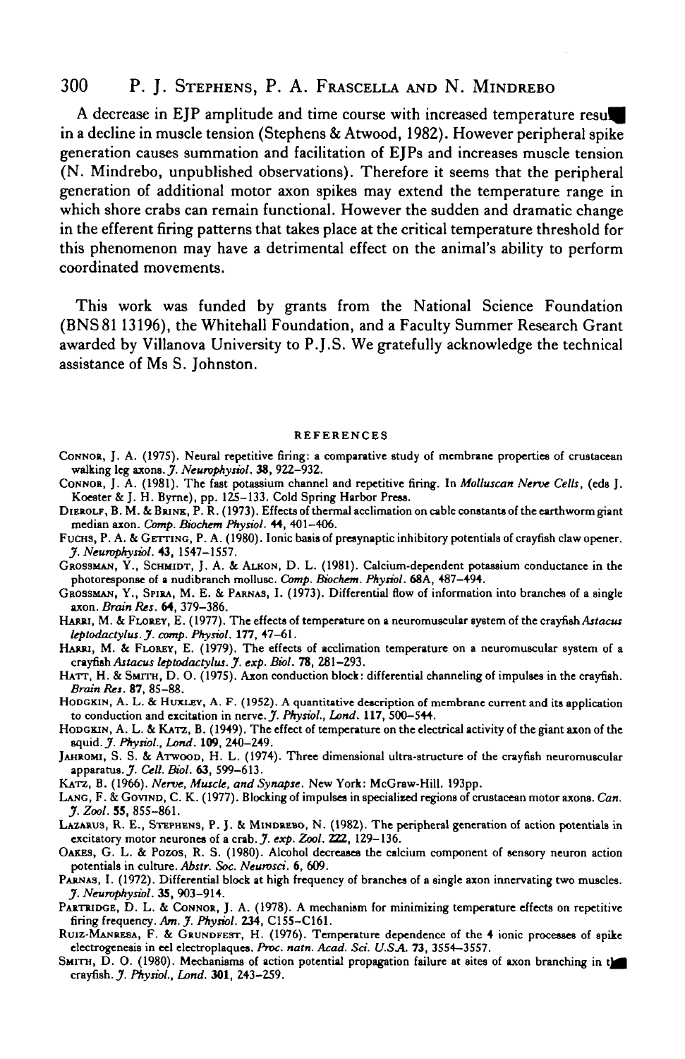A decrease in EJP amplitude and time course with increased temperature results in a decline in muscle tension (Stephens & Atwood, 1982). However peripheral spike generation causes summation and facilitation of EJPs and increases muscle tension (N. Mindrebo, unpublished observations). Therefore it seems that the peripheral generation of additional motor axon spikes may extend the temperature range in which shore crabs can remain functional. However the sudden and dramatic change in the efferent firing patterns that takes place at the critical temperature threshold for this phenomenon may have a detrimental effect on the animal's ability to perform coordinated movements.

This work was funded by grants from the National Science Foundation (BNS 81 13196), the Whitehall Foundation, and a Faculty Summer Research Grant awarded by Villanova University to P.J.S. We gratefully acknowledge the technical assistance of Ms S. Johnston.

## REFERENCES

Connor, J. A. (1975). Neural repetitive firing: a comparative study of membrane properties of crustacean walking leg axons. *J. Neurophysiol.* **38**, 922–932.

Connor, J. A. (1981). The fast potassium channel and repetitive firing. In *Molluscan Nerve Cells*, (eds J. Koester & J. H. Byrne), pp. 125–133. Cold Spring Harbor Press.

Dierolf, B. M. & Brink, P. R. (1973). Effects of thermal acclimation on cable constants of the earthworm giant median axon. *Comp. Biochem Physiol.* **44**, 401–406.

Fuchs, P. A. & Getting, P. A. (1980). Ionic basis of presynaptic inhibitory potentials of crayfish claw opener. *J. Neurophysiol.* **43**, 1547–1557.

Grossman, Y., Schmidt, J. A. & Alkon, D. L. (1981). Calcium-dependent potassium conductance in the photoresponse of a nudibranch mollusc. *Comp. Biochem. Physiol.* **68A**, 487–494.

Grossman, Y., Spira, M. E. & Parnas, I. (1973). Differential flow of information into branches of a single axon. *Brain Res.* **64**, 379–386.

Harri, M. & Florey, E. (1977). The effects of temperature on a neuromuscular system of the crayfish *Astacus leptodactylus*. *J. comp. Physiol.* **177**, 47–61.

Harri, M. & Florey, E. (1979). The effects of acclimation temperature on a neuromuscular system of a crayfish *Astacus leptodactylus*. *J. exp. Biol.* **78**, 281–293.

Hatt, H. & Smith, D. O. (1975). Axon conduction block: differential channeling of impulses in the crayfish. *Brain Res.* **87**, 85–88.

Hodgkin, A. L. & Huxley, A. F. (1952). A quantitative description of membrane current and its application to conduction and excitation in nerve. *J. Physiol., Lond.* **117**, 500–544.

Hodgkin, A. L. & Katz, B. (1949). The effect of temperature on the electrical activity of the giant axon of the squid. *J. Physiol., Lond.* **109**, 240–249.

Jahromi, S. S. & Atwood, H. L. (1974). Three dimensional ultra-structure of the crayfish neuromuscular apparatus. *J. Cell. Biol.* **63**, 599–613.

Katz, B. (1966). *Nerve, Muscle, and Synapse*. New York: McGraw-Hill. 193pp.

Lang, F. & Govind, C. K. (1977). Blocking of impulses in specialized regions of crustacean motor axons. *Can. J. Zool.* **55**, 855–861.

Lazarus, R. E., Stephens, P. J. & Mindrebo, N. (1982). The peripheral generation of action potentials in excitatory motor neurones of a crab. *J. exp. Zool.* **222**, 129–136.

Oakes, G. L. & Pozos, R. S. (1980). Alcohol decreases the calcium component of sensory neuron action potentials in culture. *Abstr. Soc. Neurosci.* **6**, 609.

Parnas, I. (1972). Differential block at high frequency of branches of a single axon innervating two muscles. *J. Neurophysiol.* **35**, 903–914.

Partridge, D. L. & Connor, J. A. (1978). A mechanism for minimizing temperature effects on repetitive firing frequency. *Am. J. Physiol.* **234**, C155–C161.

Ruiz-Manresa, F. & Grundfest, H. (1976). Temperature dependence of the 4 ionic processes of spike electrogenesis in eel electroplaques. *Proc. natn. Acad. Sci. U.S.A.* **73**, 3554–3557.

Smith, D. O. (1980). Mechanisms of action potential propagation failure at sites of axon branching in the crayfish. *J. Physiol., Lond.* **301**, 243–259.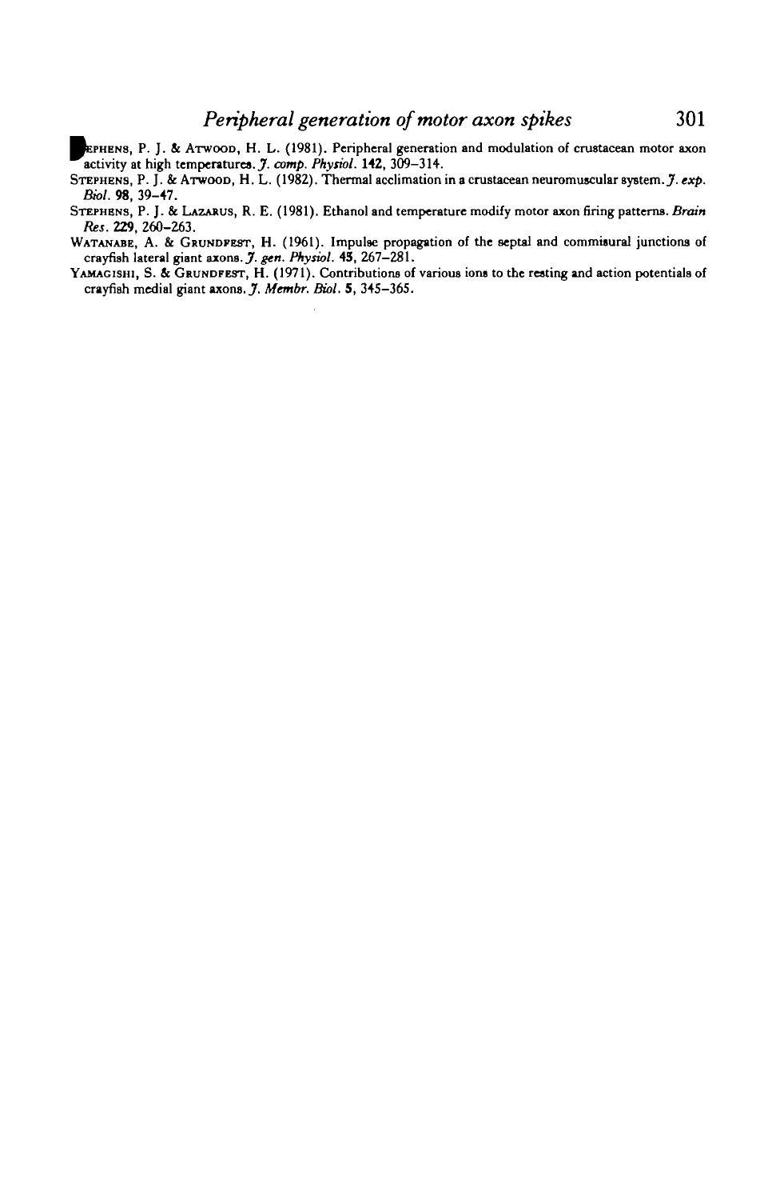STEPHENS, P. J. & ATWOOD, H. L. (1981). Peripheral generation and modulation of crustacean motor axon activity at high temperatures. *J. comp. Physiol.* **142**, 309–314.

STEPHENS, P. J. & ATWOOD, H. L. (1982). Thermal acclimation in a crustacean neuromuscular system. *J. exp. Biol.* **98**, 39–47.

STEPHENS, P. J. & LAZARUS, R. E. (1981). Ethanol and temperature modify motor axon firing patterns. *Brain Res.* **229**, 260–263.

WATANABE, A. & GRUNDFEST, H. (1961). Impulse propagation of the septal and commisural junctions of crayfish lateral giant axons. *J. gen. Physiol.* **45**, 267–281.

YAMAGISHI, S. & GRUNDFEST, H. (1971). Contributions of various ions to the resting and action potentials of crayfish medial giant axons. *J. Membr. Biol.* **5**, 345–365.